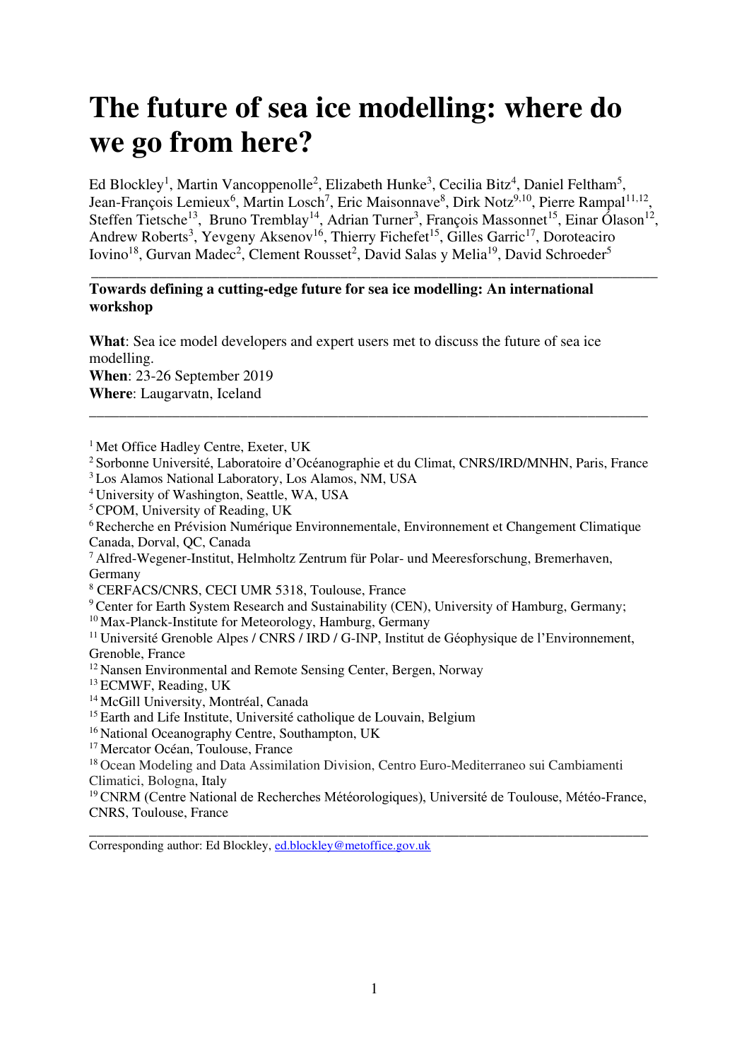# The future of sea ice modelling: where do we go from here?

Ed Blockley[1], Martin Vancoppenolle[2], Elizabeth Hunke[3], Cecilia Bitz[4], Daniel Feltham[5], Jean-François Lemieux[6], Martin Losch[7], Eric Maisonnave[8], Dirk Notz[9,10], Pierre Rampal[11,12], Steffen Tietsche[13], Bruno Tremblay[14], Adrian Turner[3], François Massonnet[15], Einar Ólason[12], Andrew Roberts[3], Yevgeny Aksenov[16], Thierry Fichefet[15], Gilles Garric[17], Doroteaciro Iovino[18], Gurvan Madec[2], Clement Rousset[2], David Salas y Melia[19], David Schroeder[5]

---

**Towards defining a cutting-edge future for sea ice modelling: An international workshop**

**What**: Sea ice model developers and expert users met to discuss the future of sea ice modelling.
**When**: 23-26 September 2019
**Where**: Laugarvatn, Iceland

---

[1] Met Office Hadley Centre, Exeter, UK
[2] Sorbonne Université, Laboratoire d'Océanographie et du Climat, CNRS/IRD/MNHN, Paris, France
[3] Los Alamos National Laboratory, Los Alamos, NM, USA
[4] University of Washington, Seattle, WA, USA
[5] CPOM, University of Reading, UK
[6] Recherche en Prévision Numérique Environnementale, Environnement et Changement Climatique Canada, Dorval, QC, Canada
[7] Alfred-Wegener-Institut, Helmholtz Zentrum für Polar- und Meeresforschung, Bremerhaven, Germany
[8] CERFACS/CNRS, CECI UMR 5318, Toulouse, France
[9] Center for Earth System Research and Sustainability (CEN), University of Hamburg, Germany;
[10] Max-Planck-Institute for Meteorology, Hamburg, Germany
[11] Université Grenoble Alpes / CNRS / IRD / G-INP, Institut de Géophysique de l'Environnement, Grenoble, France
[12] Nansen Environmental and Remote Sensing Center, Bergen, Norway
[13] ECMWF, Reading, UK
[14] McGill University, Montréal, Canada
[15] Earth and Life Institute, Université catholique de Louvain, Belgium
[16] National Oceanography Centre, Southampton, UK
[17] Mercator Océan, Toulouse, France
[18] Ocean Modeling and Data Assimilation Division, Centro Euro-Mediterraneo sui Cambiamenti Climatici, Bologna, Italy
[19] CNRM (Centre National de Recherches Météorologiques), Université de Toulouse, Météo-France, CNRS, Toulouse, France

---

Corresponding author: Ed Blockley, ed.blockley@metoffice.gov.uk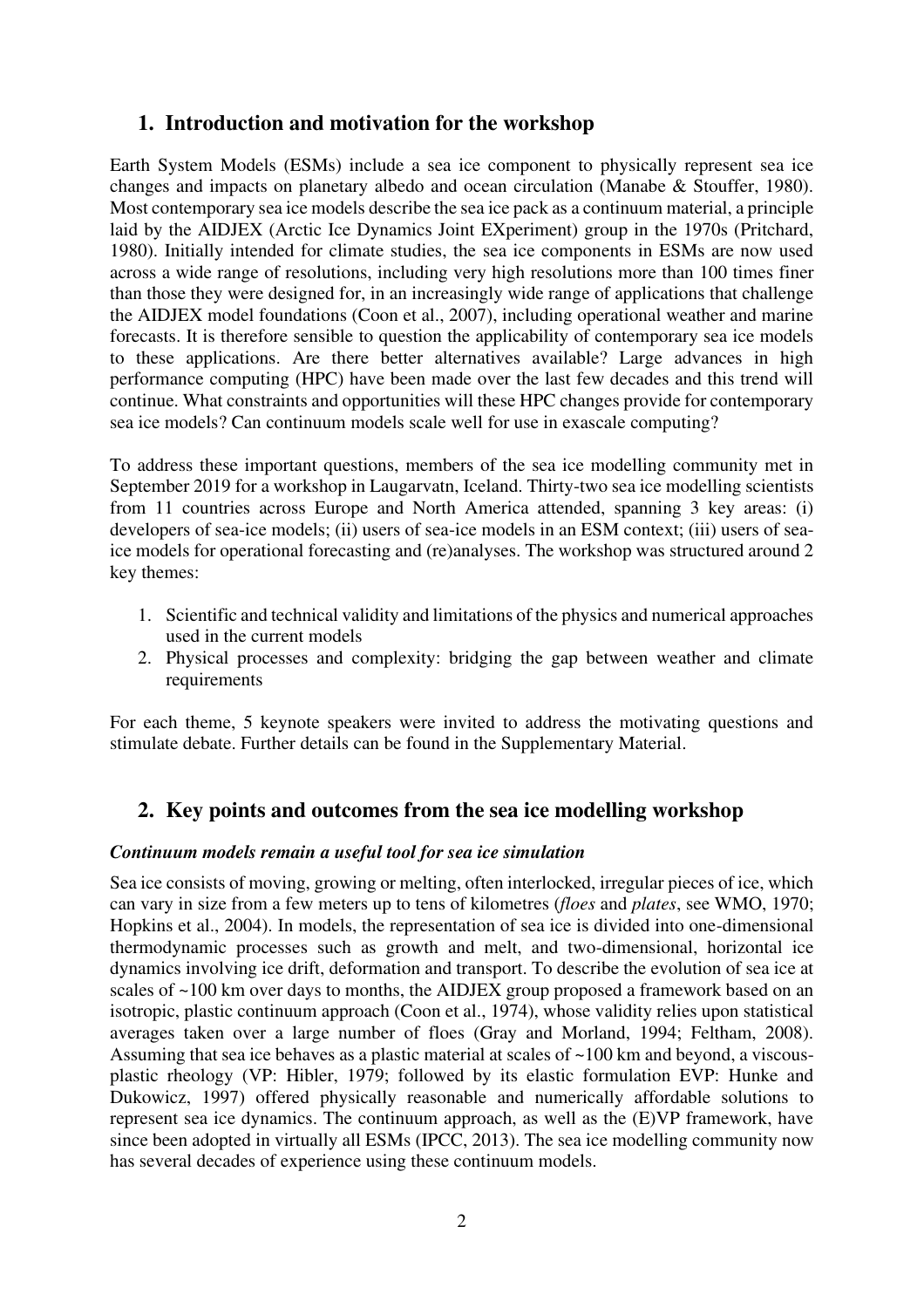## 1. Introduction and motivation for the workshop

Earth System Models (ESMs) include a sea ice component to physically represent sea ice changes and impacts on planetary albedo and ocean circulation (Manabe & Stouffer, 1980). Most contemporary sea ice models describe the sea ice pack as a continuum material, a principle laid by the AIDJEX (Arctic Ice Dynamics Joint EXperiment) group in the 1970s (Pritchard, 1980). Initially intended for climate studies, the sea ice components in ESMs are now used across a wide range of resolutions, including very high resolutions more than 100 times finer than those they were designed for, in an increasingly wide range of applications that challenge the AIDJEX model foundations (Coon et al., 2007), including operational weather and marine forecasts. It is therefore sensible to question the applicability of contemporary sea ice models to these applications. Are there better alternatives available? Large advances in high performance computing (HPC) have been made over the last few decades and this trend will continue. What constraints and opportunities will these HPC changes provide for contemporary sea ice models? Can continuum models scale well for use in exascale computing?

To address these important questions, members of the sea ice modelling community met in September 2019 for a workshop in Laugarvatn, Iceland. Thirty-two sea ice modelling scientists from 11 countries across Europe and North America attended, spanning 3 key areas: (i) developers of sea-ice models; (ii) users of sea-ice models in an ESM context; (iii) users of sea-ice models for operational forecasting and (re)analyses. The workshop was structured around 2 key themes:

1. Scientific and technical validity and limitations of the physics and numerical approaches used in the current models
2. Physical processes and complexity: bridging the gap between weather and climate requirements

For each theme, 5 keynote speakers were invited to address the motivating questions and stimulate debate. Further details can be found in the Supplementary Material.

## 2. Key points and outcomes from the sea ice modelling workshop

### *Continuum models remain a useful tool for sea ice simulation*

Sea ice consists of moving, growing or melting, often interlocked, irregular pieces of ice, which can vary in size from a few meters up to tens of kilometres (*floes* and *plates*, see WMO, 1970; Hopkins et al., 2004). In models, the representation of sea ice is divided into one-dimensional thermodynamic processes such as growth and melt, and two-dimensional, horizontal ice dynamics involving ice drift, deformation and transport. To describe the evolution of sea ice at scales of ~100 km over days to months, the AIDJEX group proposed a framework based on an isotropic, plastic continuum approach (Coon et al., 1974), whose validity relies upon statistical averages taken over a large number of floes (Gray and Morland, 1994; Feltham, 2008). Assuming that sea ice behaves as a plastic material at scales of ~100 km and beyond, a viscous-plastic rheology (VP: Hibler, 1979; followed by its elastic formulation EVP: Hunke and Dukowicz, 1997) offered physically reasonable and numerically affordable solutions to represent sea ice dynamics. The continuum approach, as well as the (E)VP framework, have since been adopted in virtually all ESMs (IPCC, 2013). The sea ice modelling community now has several decades of experience using these continuum models.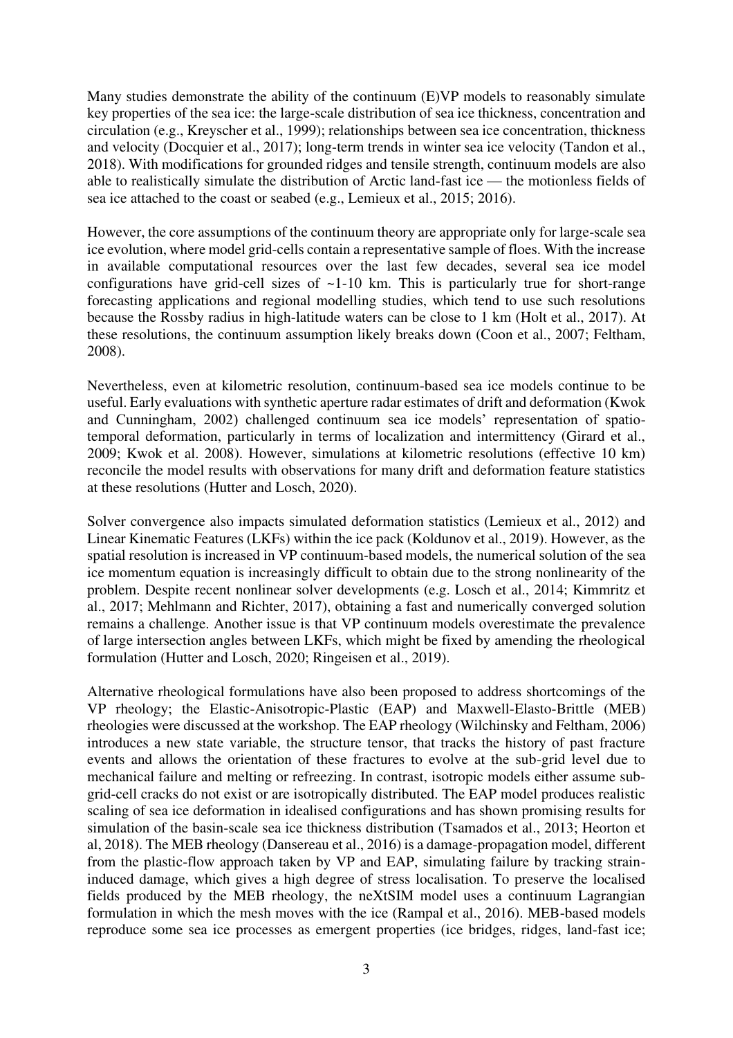Many studies demonstrate the ability of the continuum (E)VP models to reasonably simulate key properties of the sea ice: the large-scale distribution of sea ice thickness, concentration and circulation (e.g., Kreyscher et al., 1999); relationships between sea ice concentration, thickness and velocity (Docquier et al., 2017); long-term trends in winter sea ice velocity (Tandon et al., 2018). With modifications for grounded ridges and tensile strength, continuum models are also able to realistically simulate the distribution of Arctic land-fast ice — the motionless fields of sea ice attached to the coast or seabed (e.g., Lemieux et al., 2015; 2016).

However, the core assumptions of the continuum theory are appropriate only for large-scale sea ice evolution, where model grid-cells contain a representative sample of floes. With the increase in available computational resources over the last few decades, several sea ice model configurations have grid-cell sizes of ~1-10 km. This is particularly true for short-range forecasting applications and regional modelling studies, which tend to use such resolutions because the Rossby radius in high-latitude waters can be close to 1 km (Holt et al., 2017). At these resolutions, the continuum assumption likely breaks down (Coon et al., 2007; Feltham, 2008).

Nevertheless, even at kilometric resolution, continuum-based sea ice models continue to be useful. Early evaluations with synthetic aperture radar estimates of drift and deformation (Kwok and Cunningham, 2002) challenged continuum sea ice models' representation of spatio-temporal deformation, particularly in terms of localization and intermittency (Girard et al., 2009; Kwok et al. 2008). However, simulations at kilometric resolutions (effective 10 km) reconcile the model results with observations for many drift and deformation feature statistics at these resolutions (Hutter and Losch, 2020).

Solver convergence also impacts simulated deformation statistics (Lemieux et al., 2012) and Linear Kinematic Features (LKFs) within the ice pack (Koldunov et al., 2019). However, as the spatial resolution is increased in VP continuum-based models, the numerical solution of the sea ice momentum equation is increasingly difficult to obtain due to the strong nonlinearity of the problem. Despite recent nonlinear solver developments (e.g. Losch et al., 2014; Kimmritz et al., 2017; Mehlmann and Richter, 2017), obtaining a fast and numerically converged solution remains a challenge. Another issue is that VP continuum models overestimate the prevalence of large intersection angles between LKFs, which might be fixed by amending the rheological formulation (Hutter and Losch, 2020; Ringeisen et al., 2019).

Alternative rheological formulations have also been proposed to address shortcomings of the VP rheology; the Elastic-Anisotropic-Plastic (EAP) and Maxwell-Elasto-Brittle (MEB) rheologies were discussed at the workshop. The EAP rheology (Wilchinsky and Feltham, 2006) introduces a new state variable, the structure tensor, that tracks the history of past fracture events and allows the orientation of these fractures to evolve at the sub-grid level due to mechanical failure and melting or refreezing. In contrast, isotropic models either assume sub-grid-cell cracks do not exist or are isotropically distributed. The EAP model produces realistic scaling of sea ice deformation in idealised configurations and has shown promising results for simulation of the basin-scale sea ice thickness distribution (Tsamados et al., 2013; Heorton et al, 2018). The MEB rheology (Dansereau et al., 2016) is a damage-propagation model, different from the plastic-flow approach taken by VP and EAP, simulating failure by tracking strain-induced damage, which gives a high degree of stress localisation. To preserve the localised fields produced by the MEB rheology, the neXtSIM model uses a continuum Lagrangian formulation in which the mesh moves with the ice (Rampal et al., 2016). MEB-based models reproduce some sea ice processes as emergent properties (ice bridges, ridges, land-fast ice;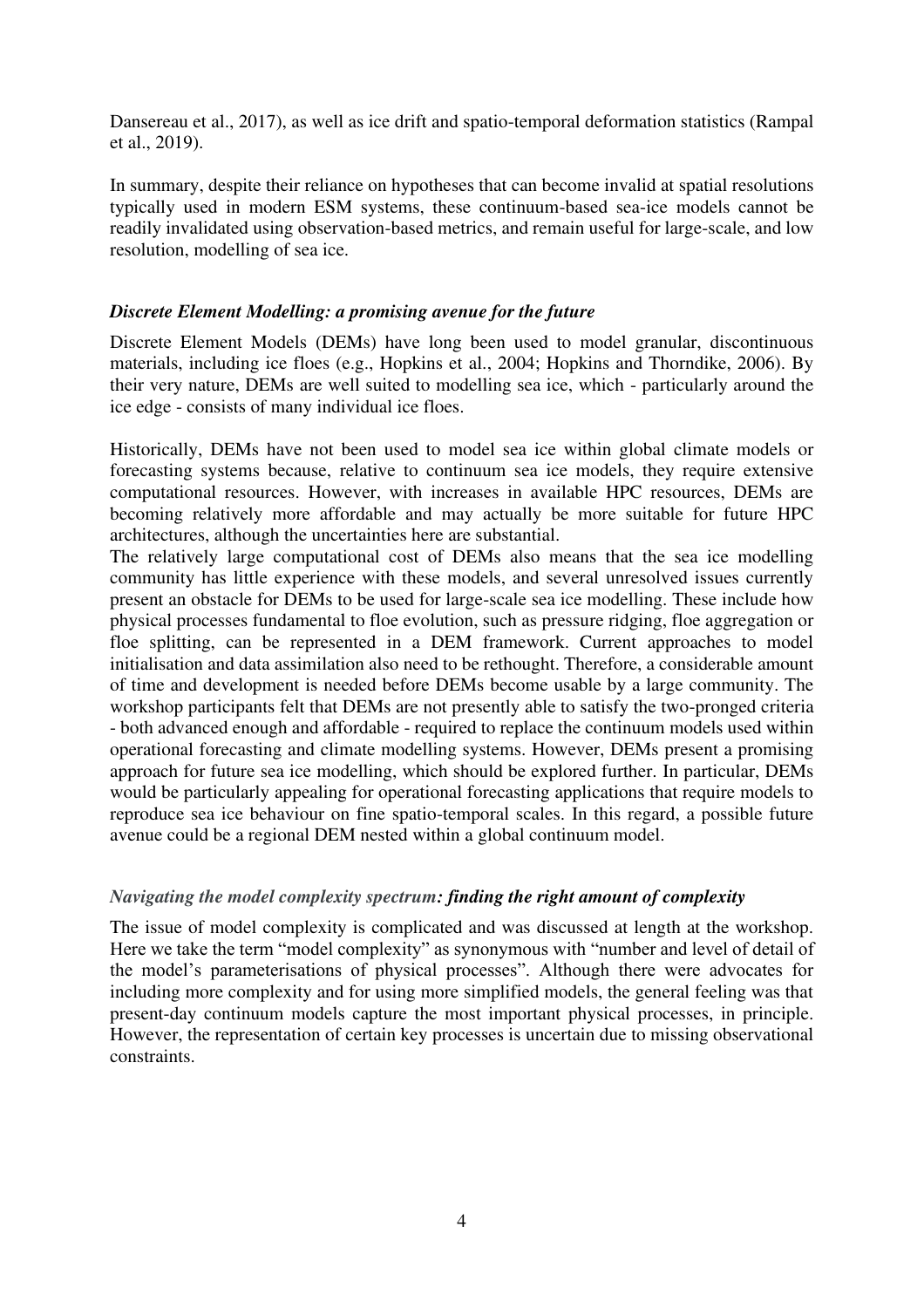Dansereau et al., 2017), as well as ice drift and spatio-temporal deformation statistics (Rampal et al., 2019).

In summary, despite their reliance on hypotheses that can become invalid at spatial resolutions typically used in modern ESM systems, these continuum-based sea-ice models cannot be readily invalidated using observation-based metrics, and remain useful for large-scale, and low resolution, modelling of sea ice.

### *Discrete Element Modelling: a promising avenue for the future*

Discrete Element Models (DEMs) have long been used to model granular, discontinuous materials, including ice floes (e.g., Hopkins et al., 2004; Hopkins and Thorndike, 2006). By their very nature, DEMs are well suited to modelling sea ice, which - particularly around the ice edge - consists of many individual ice floes.

Historically, DEMs have not been used to model sea ice within global climate models or forecasting systems because, relative to continuum sea ice models, they require extensive computational resources. However, with increases in available HPC resources, DEMs are becoming relatively more affordable and may actually be more suitable for future HPC architectures, although the uncertainties here are substantial.

The relatively large computational cost of DEMs also means that the sea ice modelling community has little experience with these models, and several unresolved issues currently present an obstacle for DEMs to be used for large-scale sea ice modelling. These include how physical processes fundamental to floe evolution, such as pressure ridging, floe aggregation or floe splitting, can be represented in a DEM framework. Current approaches to model initialisation and data assimilation also need to be rethought. Therefore, a considerable amount of time and development is needed before DEMs become usable by a large community. The workshop participants felt that DEMs are not presently able to satisfy the two-pronged criteria - both advanced enough and affordable - required to replace the continuum models used within operational forecasting and climate modelling systems. However, DEMs present a promising approach for future sea ice modelling, which should be explored further. In particular, DEMs would be particularly appealing for operational forecasting applications that require models to reproduce sea ice behaviour on fine spatio-temporal scales. In this regard, a possible future avenue could be a regional DEM nested within a global continuum model.

### *Navigating the model complexity spectrum: finding the right amount of complexity*

The issue of model complexity is complicated and was discussed at length at the workshop. Here we take the term "model complexity" as synonymous with "number and level of detail of the model's parameterisations of physical processes". Although there were advocates for including more complexity and for using more simplified models, the general feeling was that present-day continuum models capture the most important physical processes, in principle. However, the representation of certain key processes is uncertain due to missing observational constraints.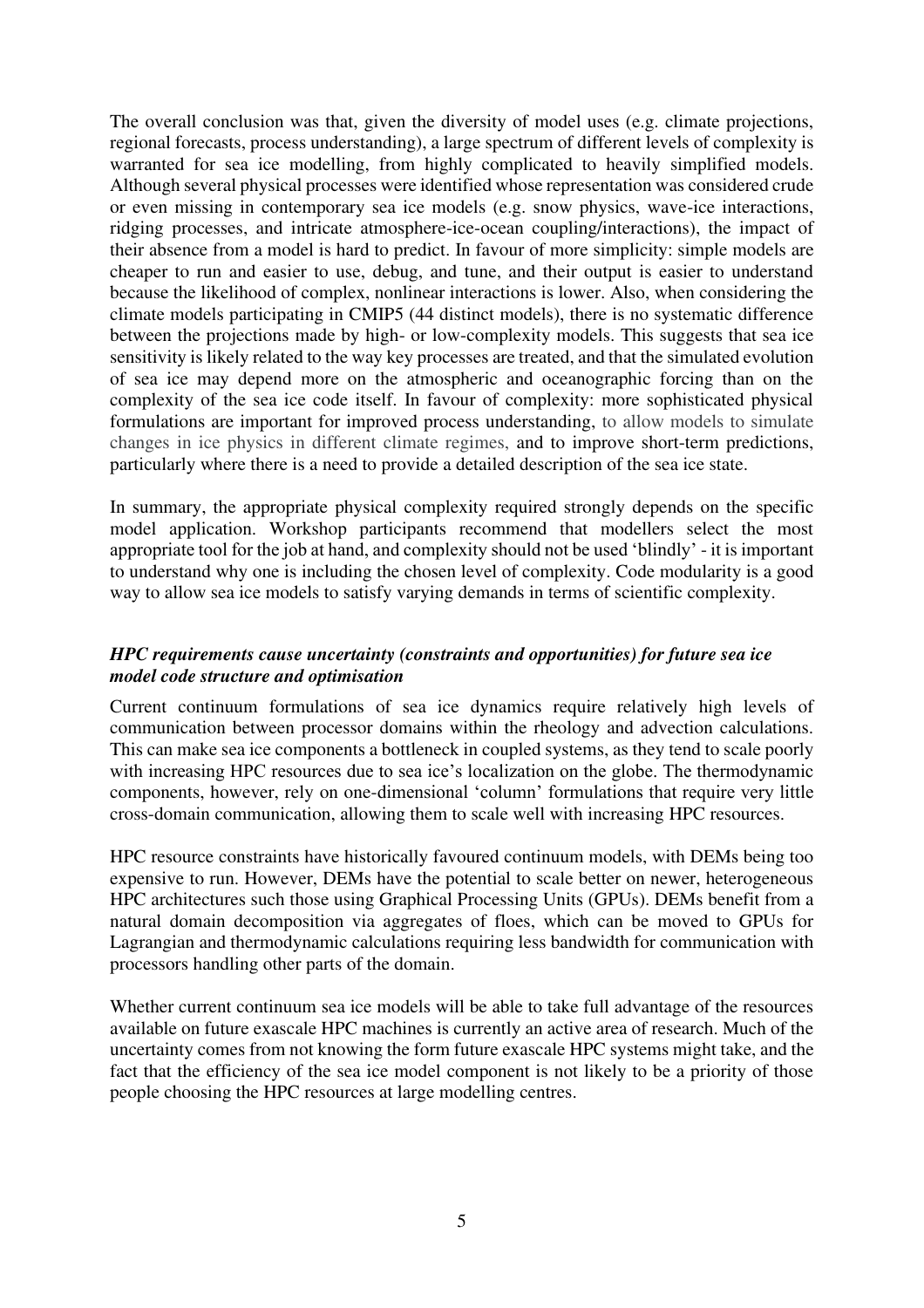The overall conclusion was that, given the diversity of model uses (e.g. climate projections, regional forecasts, process understanding), a large spectrum of different levels of complexity is warranted for sea ice modelling, from highly complicated to heavily simplified models. Although several physical processes were identified whose representation was considered crude or even missing in contemporary sea ice models (e.g. snow physics, wave-ice interactions, ridging processes, and intricate atmosphere-ice-ocean coupling/interactions), the impact of their absence from a model is hard to predict. In favour of more simplicity: simple models are cheaper to run and easier to use, debug, and tune, and their output is easier to understand because the likelihood of complex, nonlinear interactions is lower. Also, when considering the climate models participating in CMIP5 (44 distinct models), there is no systematic difference between the projections made by high- or low-complexity models. This suggests that sea ice sensitivity is likely related to the way key processes are treated, and that the simulated evolution of sea ice may depend more on the atmospheric and oceanographic forcing than on the complexity of the sea ice code itself. In favour of complexity: more sophisticated physical formulations are important for improved process understanding, to allow models to simulate changes in ice physics in different climate regimes, and to improve short-term predictions, particularly where there is a need to provide a detailed description of the sea ice state.

In summary, the appropriate physical complexity required strongly depends on the specific model application. Workshop participants recommend that modellers select the most appropriate tool for the job at hand, and complexity should not be used 'blindly' - it is important to understand why one is including the chosen level of complexity. Code modularity is a good way to allow sea ice models to satisfy varying demands in terms of scientific complexity.

### *HPC requirements cause uncertainty (constraints and opportunities) for future sea ice model code structure and optimisation*

Current continuum formulations of sea ice dynamics require relatively high levels of communication between processor domains within the rheology and advection calculations. This can make sea ice components a bottleneck in coupled systems, as they tend to scale poorly with increasing HPC resources due to sea ice's localization on the globe. The thermodynamic components, however, rely on one-dimensional 'column' formulations that require very little cross-domain communication, allowing them to scale well with increasing HPC resources.

HPC resource constraints have historically favoured continuum models, with DEMs being too expensive to run. However, DEMs have the potential to scale better on newer, heterogeneous HPC architectures such those using Graphical Processing Units (GPUs). DEMs benefit from a natural domain decomposition via aggregates of floes, which can be moved to GPUs for Lagrangian and thermodynamic calculations requiring less bandwidth for communication with processors handling other parts of the domain.

Whether current continuum sea ice models will be able to take full advantage of the resources available on future exascale HPC machines is currently an active area of research. Much of the uncertainty comes from not knowing the form future exascale HPC systems might take, and the fact that the efficiency of the sea ice model component is not likely to be a priority of those people choosing the HPC resources at large modelling centres.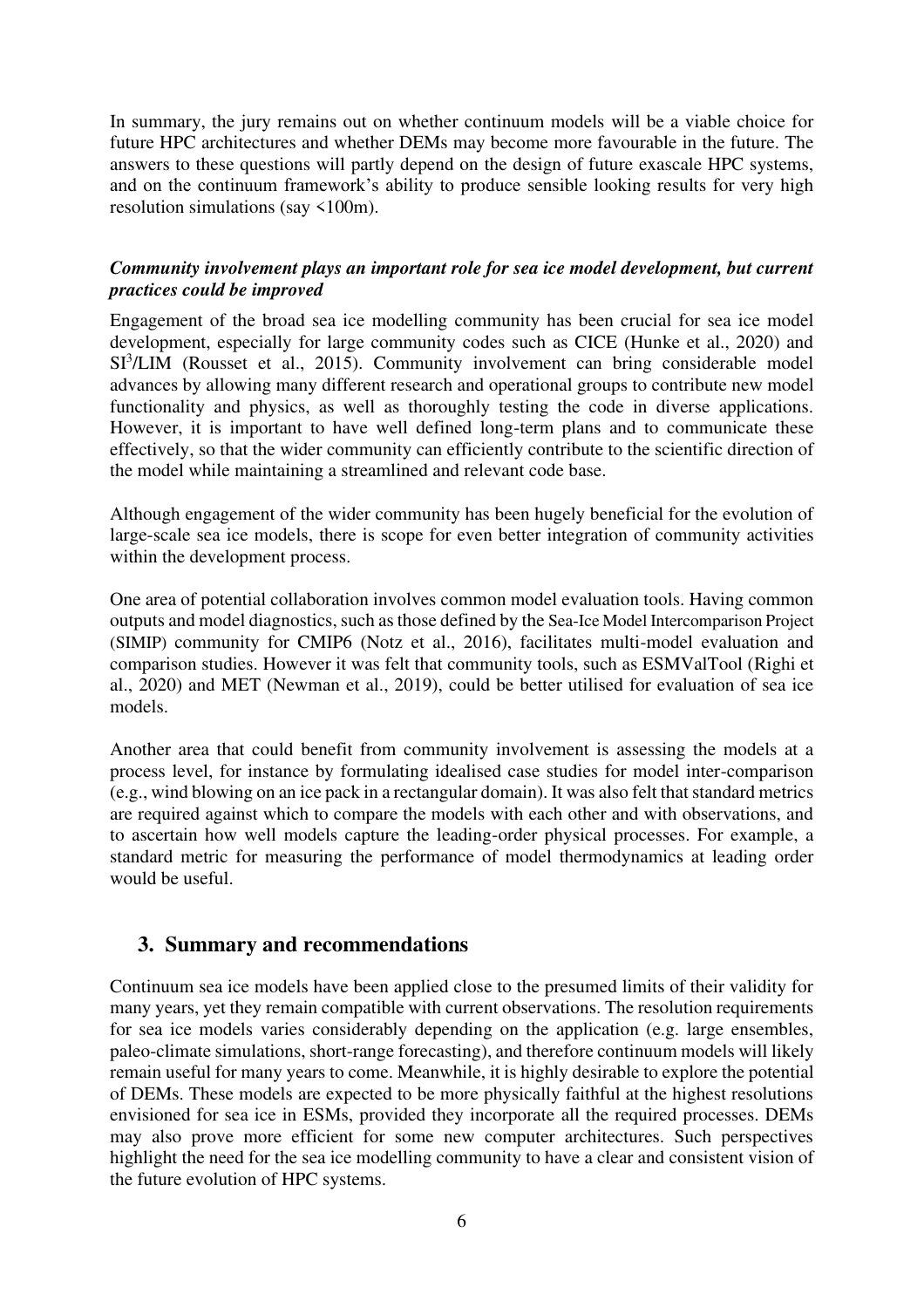In summary, the jury remains out on whether continuum models will be a viable choice for future HPC architectures and whether DEMs may become more favourable in the future. The answers to these questions will partly depend on the design of future exascale HPC systems, and on the continuum framework's ability to produce sensible looking results for very high resolution simulations (say <100m).

***Community involvement plays an important role for sea ice model development, but current practices could be improved***

Engagement of the broad sea ice modelling community has been crucial for sea ice model development, especially for large community codes such as CICE (Hunke et al., 2020) and $SI^3$/LIM (Rousset et al., 2015). Community involvement can bring considerable model advances by allowing many different research and operational groups to contribute new model functionality and physics, as well as thoroughly testing the code in diverse applications. However, it is important to have well defined long-term plans and to communicate these effectively, so that the wider community can efficiently contribute to the scientific direction of the model while maintaining a streamlined and relevant code base.

Although engagement of the wider community has been hugely beneficial for the evolution of large-scale sea ice models, there is scope for even better integration of community activities within the development process.

One area of potential collaboration involves common model evaluation tools. Having common outputs and model diagnostics, such as those defined by the Sea-Ice Model Intercomparison Project (SIMIP) community for CMIP6 (Notz et al., 2016), facilitates multi-model evaluation and comparison studies. However it was felt that community tools, such as ESMValTool (Righi et al., 2020) and MET (Newman et al., 2019), could be better utilised for evaluation of sea ice models.

Another area that could benefit from community involvement is assessing the models at a process level, for instance by formulating idealised case studies for model inter-comparison (e.g., wind blowing on an ice pack in a rectangular domain). It was also felt that standard metrics are required against which to compare the models with each other and with observations, and to ascertain how well models capture the leading-order physical processes. For example, a standard metric for measuring the performance of model thermodynamics at leading order would be useful.

## 3. Summary and recommendations

Continuum sea ice models have been applied close to the presumed limits of their validity for many years, yet they remain compatible with current observations. The resolution requirements for sea ice models varies considerably depending on the application (e.g. large ensembles, paleo-climate simulations, short-range forecasting), and therefore continuum models will likely remain useful for many years to come. Meanwhile, it is highly desirable to explore the potential of DEMs. These models are expected to be more physically faithful at the highest resolutions envisioned for sea ice in ESMs, provided they incorporate all the required processes. DEMs may also prove more efficient for some new computer architectures. Such perspectives highlight the need for the sea ice modelling community to have a clear and consistent vision of the future evolution of HPC systems.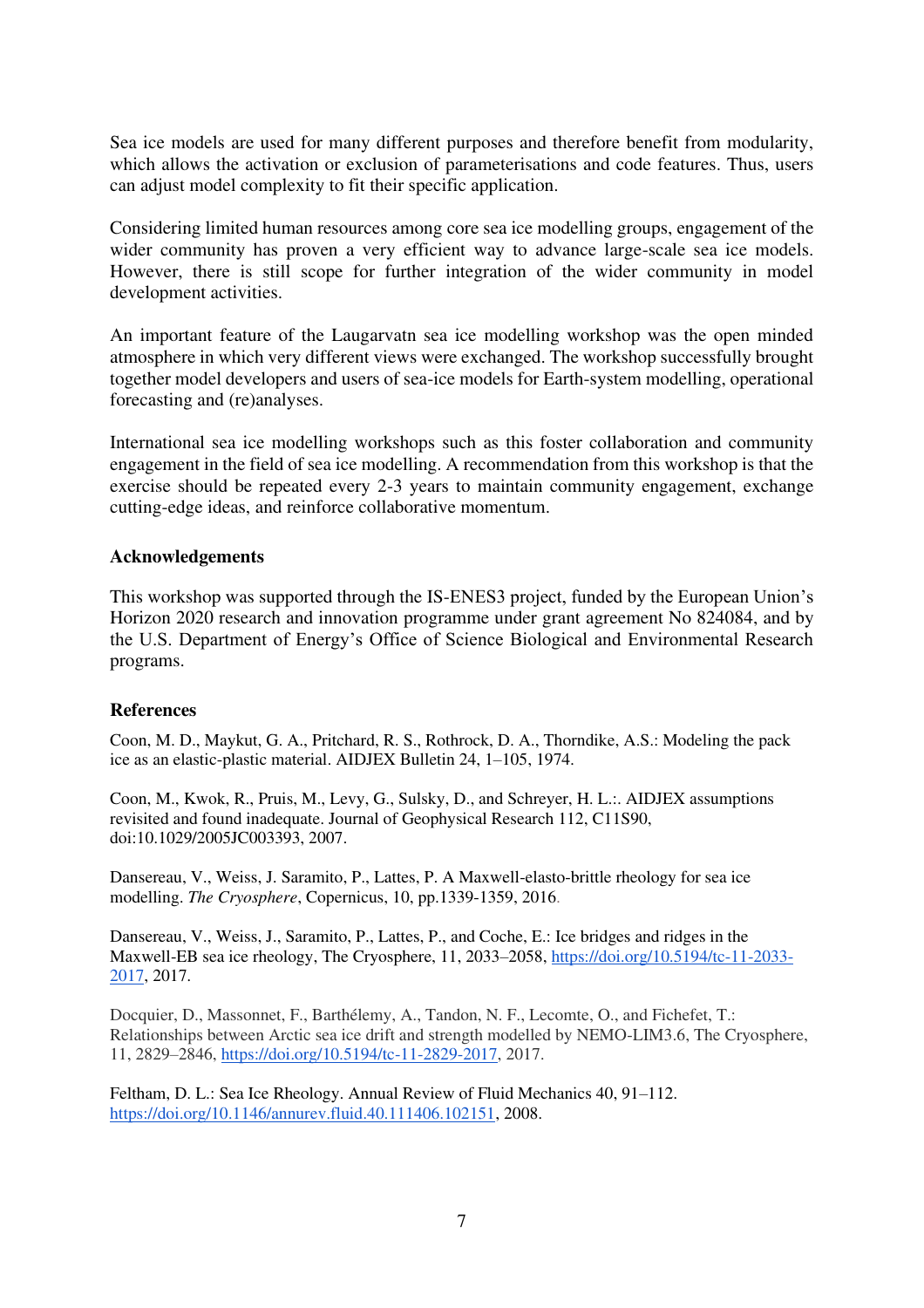Sea ice models are used for many different purposes and therefore benefit from modularity, which allows the activation or exclusion of parameterisations and code features. Thus, users can adjust model complexity to fit their specific application.

Considering limited human resources among core sea ice modelling groups, engagement of the wider community has proven a very efficient way to advance large-scale sea ice models. However, there is still scope for further integration of the wider community in model development activities.

An important feature of the Laugarvatn sea ice modelling workshop was the open minded atmosphere in which very different views were exchanged. The workshop successfully brought together model developers and users of sea-ice models for Earth-system modelling, operational forecasting and (re)analyses.

International sea ice modelling workshops such as this foster collaboration and community engagement in the field of sea ice modelling. A recommendation from this workshop is that the exercise should be repeated every 2-3 years to maintain community engagement, exchange cutting-edge ideas, and reinforce collaborative momentum.

## Acknowledgements

This workshop was supported through the IS-ENES3 project, funded by the European Union's Horizon 2020 research and innovation programme under grant agreement No 824084, and by the U.S. Department of Energy's Office of Science Biological and Environmental Research programs.

## References

Coon, M. D., Maykut, G. A., Pritchard, R. S., Rothrock, D. A., Thorndike, A.S.: Modeling the pack ice as an elastic-plastic material. AIDJEX Bulletin 24, 1–105, 1974.

Coon, M., Kwok, R., Pruis, M., Levy, G., Sulsky, D., and Schreyer, H. L.:. AIDJEX assumptions revisited and found inadequate. Journal of Geophysical Research 112, C11S90, doi:10.1029/2005JC003393, 2007.

Dansereau, V., Weiss, J. Saramito, P., Lattes, P. A Maxwell-elasto-brittle rheology for sea ice modelling. *The Cryosphere*, Copernicus, 10, pp.1339-1359, 2016.

Dansereau, V., Weiss, J., Saramito, P., Lattes, P., and Coche, E.: Ice bridges and ridges in the Maxwell-EB sea ice rheology, The Cryosphere, 11, 2033–2058, https://doi.org/10.5194/tc-11-2033-2017, 2017.

Docquier, D., Massonnet, F., Barthélemy, A., Tandon, N. F., Lecomte, O., and Fichefet, T.: Relationships between Arctic sea ice drift and strength modelled by NEMO-LIM3.6, The Cryosphere, 11, 2829–2846, https://doi.org/10.5194/tc-11-2829-2017, 2017.

Feltham, D. L.: Sea Ice Rheology. Annual Review of Fluid Mechanics 40, 91–112. https://doi.org/10.1146/annurev.fluid.40.111406.102151, 2008.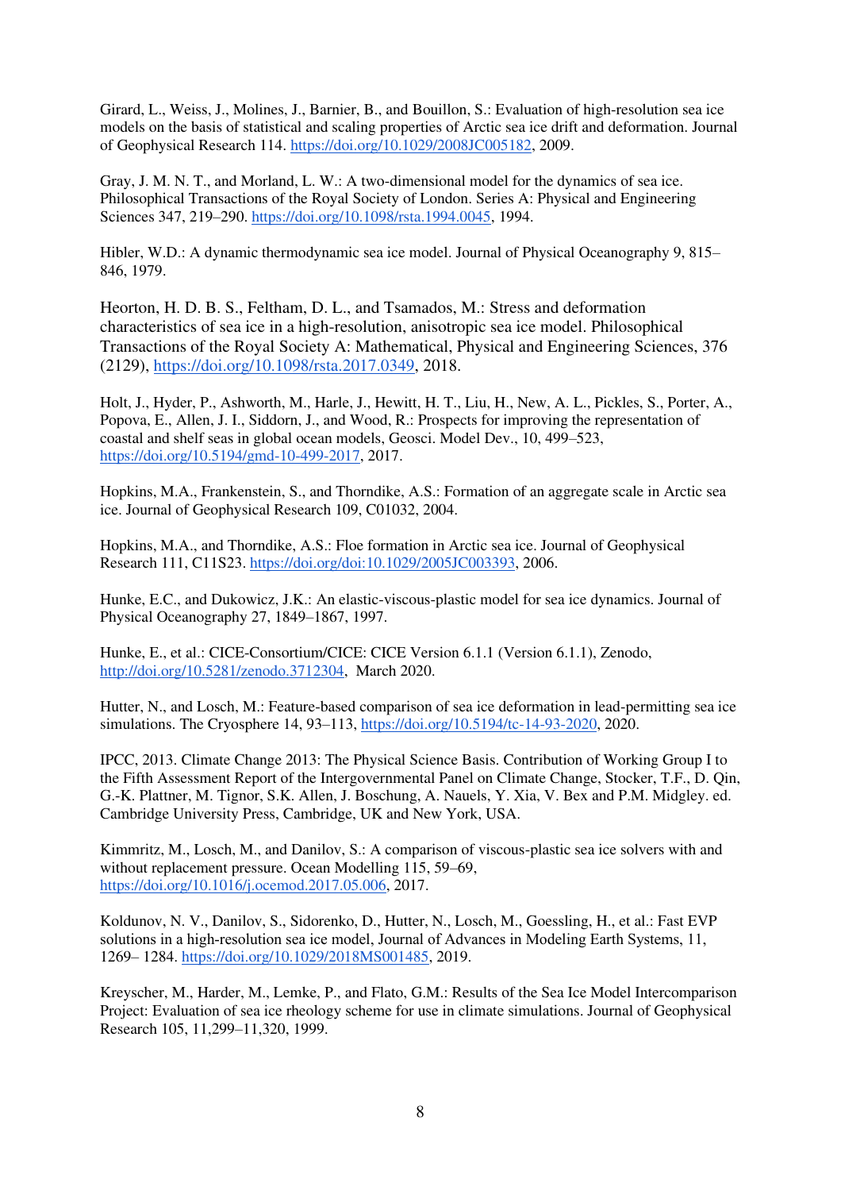Girard, L., Weiss, J., Molines, J., Barnier, B., and Bouillon, S.: Evaluation of high-resolution sea ice models on the basis of statistical and scaling properties of Arctic sea ice drift and deformation. Journal of Geophysical Research 114. https://doi.org/10.1029/2008JC005182, 2009.

Gray, J. M. N. T., and Morland, L. W.: A two-dimensional model for the dynamics of sea ice. Philosophical Transactions of the Royal Society of London. Series A: Physical and Engineering Sciences 347, 219–290. https://doi.org/10.1098/rsta.1994.0045, 1994.

Hibler, W.D.: A dynamic thermodynamic sea ice model. Journal of Physical Oceanography 9, 815–846, 1979.

Heorton, H. D. B. S., Feltham, D. L., and Tsamados, M.: Stress and deformation characteristics of sea ice in a high-resolution, anisotropic sea ice model. Philosophical Transactions of the Royal Society A: Mathematical, Physical and Engineering Sciences, 376 (2129), https://doi.org/10.1098/rsta.2017.0349, 2018.

Holt, J., Hyder, P., Ashworth, M., Harle, J., Hewitt, H. T., Liu, H., New, A. L., Pickles, S., Porter, A., Popova, E., Allen, J. I., Siddorn, J., and Wood, R.: Prospects for improving the representation of coastal and shelf seas in global ocean models, Geosci. Model Dev., 10, 499–523, https://doi.org/10.5194/gmd-10-499-2017, 2017.

Hopkins, M.A., Frankenstein, S., and Thorndike, A.S.: Formation of an aggregate scale in Arctic sea ice. Journal of Geophysical Research 109, C01032, 2004.

Hopkins, M.A., and Thorndike, A.S.: Floe formation in Arctic sea ice. Journal of Geophysical Research 111, C11S23. https://doi.org/doi:10.1029/2005JC003393, 2006.

Hunke, E.C., and Dukowicz, J.K.: An elastic-viscous-plastic model for sea ice dynamics. Journal of Physical Oceanography 27, 1849–1867, 1997.

Hunke, E., et al.: CICE-Consortium/CICE: CICE Version 6.1.1 (Version 6.1.1), Zenodo, http://doi.org/10.5281/zenodo.3712304, March 2020.

Hutter, N., and Losch, M.: Feature-based comparison of sea ice deformation in lead-permitting sea ice simulations. The Cryosphere 14, 93–113, https://doi.org/10.5194/tc-14-93-2020, 2020.

IPCC, 2013. Climate Change 2013: The Physical Science Basis. Contribution of Working Group I to the Fifth Assessment Report of the Intergovernmental Panel on Climate Change, Stocker, T.F., D. Qin, G.-K. Plattner, M. Tignor, S.K. Allen, J. Boschung, A. Nauels, Y. Xia, V. Bex and P.M. Midgley. ed. Cambridge University Press, Cambridge, UK and New York, USA.

Kimmritz, M., Losch, M., and Danilov, S.: A comparison of viscous-plastic sea ice solvers with and without replacement pressure. Ocean Modelling 115, 59–69, https://doi.org/10.1016/j.ocemod.2017.05.006, 2017.

Koldunov, N. V., Danilov, S., Sidorenko, D., Hutter, N., Losch, M., Goessling, H., et al.: Fast EVP solutions in a high-resolution sea ice model, Journal of Advances in Modeling Earth Systems, 11, 1269– 1284. https://doi.org/10.1029/2018MS001485, 2019.

Kreyscher, M., Harder, M., Lemke, P., and Flato, G.M.: Results of the Sea Ice Model Intercomparison Project: Evaluation of sea ice rheology scheme for use in climate simulations. Journal of Geophysical Research 105, 11,299–11,320, 1999.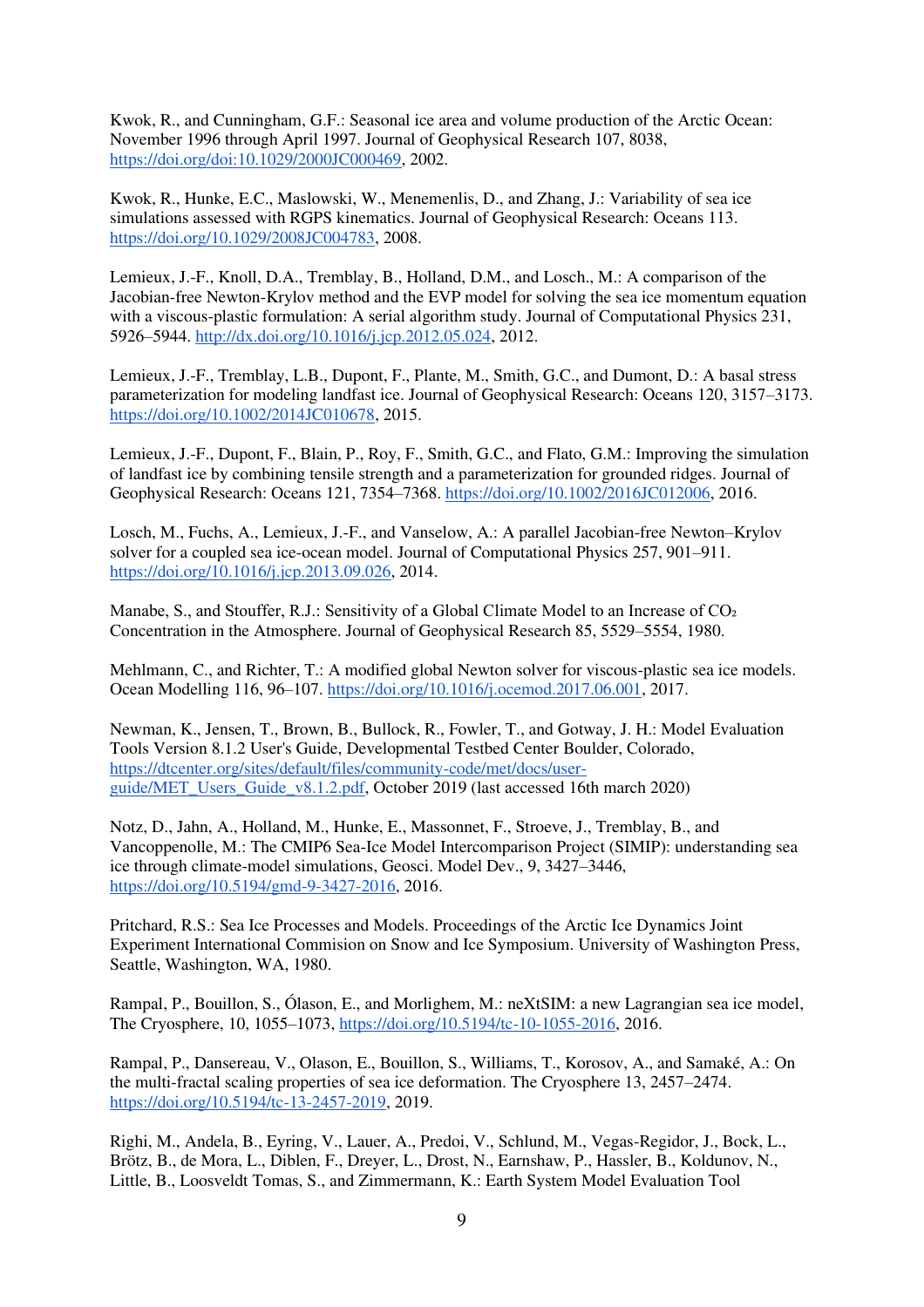Kwok, R., and Cunningham, G.F.: Seasonal ice area and volume production of the Arctic Ocean: November 1996 through April 1997. Journal of Geophysical Research 107, 8038, https://doi.org/doi:10.1029/2000JC000469, 2002.

Kwok, R., Hunke, E.C., Maslowski, W., Menemenlis, D., and Zhang, J.: Variability of sea ice simulations assessed with RGPS kinematics. Journal of Geophysical Research: Oceans 113. https://doi.org/10.1029/2008JC004783, 2008.

Lemieux, J.-F., Knoll, D.A., Tremblay, B., Holland, D.M., and Losch., M.: A comparison of the Jacobian-free Newton-Krylov method and the EVP model for solving the sea ice momentum equation with a viscous-plastic formulation: A serial algorithm study. Journal of Computational Physics 231, 5926–5944. http://dx.doi.org/10.1016/j.jcp.2012.05.024, 2012.

Lemieux, J.-F., Tremblay, L.B., Dupont, F., Plante, M., Smith, G.C., and Dumont, D.: A basal stress parameterization for modeling landfast ice. Journal of Geophysical Research: Oceans 120, 3157–3173. https://doi.org/10.1002/2014JC010678, 2015.

Lemieux, J.-F., Dupont, F., Blain, P., Roy, F., Smith, G.C., and Flato, G.M.: Improving the simulation of landfast ice by combining tensile strength and a parameterization for grounded ridges. Journal of Geophysical Research: Oceans 121, 7354–7368. https://doi.org/10.1002/2016JC012006, 2016.

Losch, M., Fuchs, A., Lemieux, J.-F., and Vanselow, A.: A parallel Jacobian-free Newton–Krylov solver for a coupled sea ice-ocean model. Journal of Computational Physics 257, 901–911. https://doi.org/10.1016/j.jcp.2013.09.026, 2014.

Manabe, S., and Stouffer, R.J.: Sensitivity of a Global Climate Model to an Increase of $CO_2$ Concentration in the Atmosphere. Journal of Geophysical Research 85, 5529–5554, 1980.

Mehlmann, C., and Richter, T.: A modified global Newton solver for viscous-plastic sea ice models. Ocean Modelling 116, 96–107. https://doi.org/10.1016/j.ocemod.2017.06.001, 2017.

Newman, K., Jensen, T., Brown, B., Bullock, R., Fowler, T., and Gotway, J. H.: Model Evaluation Tools Version 8.1.2 User's Guide, Developmental Testbed Center Boulder, Colorado, https://dtcenter.org/sites/default/files/community-code/met/docs/user-guide/MET_Users_Guide_v8.1.2.pdf, October 2019 (last accessed 16th march 2020)

Notz, D., Jahn, A., Holland, M., Hunke, E., Massonnet, F., Stroeve, J., Tremblay, B., and Vancoppenolle, M.: The CMIP6 Sea-Ice Model Intercomparison Project (SIMIP): understanding sea ice through climate-model simulations, Geosci. Model Dev., 9, 3427–3446, https://doi.org/10.5194/gmd-9-3427-2016, 2016.

Pritchard, R.S.: Sea Ice Processes and Models. Proceedings of the Arctic Ice Dynamics Joint Experiment International Commision on Snow and Ice Symposium. University of Washington Press, Seattle, Washington, WA, 1980.

Rampal, P., Bouillon, S., Ólason, E., and Morlighem, M.: neXtSIM: a new Lagrangian sea ice model, The Cryosphere, 10, 1055–1073, https://doi.org/10.5194/tc-10-1055-2016, 2016.

Rampal, P., Dansereau, V., Olason, E., Bouillon, S., Williams, T., Korosov, A., and Samaké, A.: On the multi-fractal scaling properties of sea ice deformation. The Cryosphere 13, 2457–2474. https://doi.org/10.5194/tc-13-2457-2019, 2019.

Righi, M., Andela, B., Eyring, V., Lauer, A., Predoi, V., Schlund, M., Vegas-Regidor, J., Bock, L., Brötz, B., de Mora, L., Diblen, F., Dreyer, L., Drost, N., Earnshaw, P., Hassler, B., Koldunov, N., Little, B., Loosveldt Tomas, S., and Zimmermann, K.: Earth System Model Evaluation Tool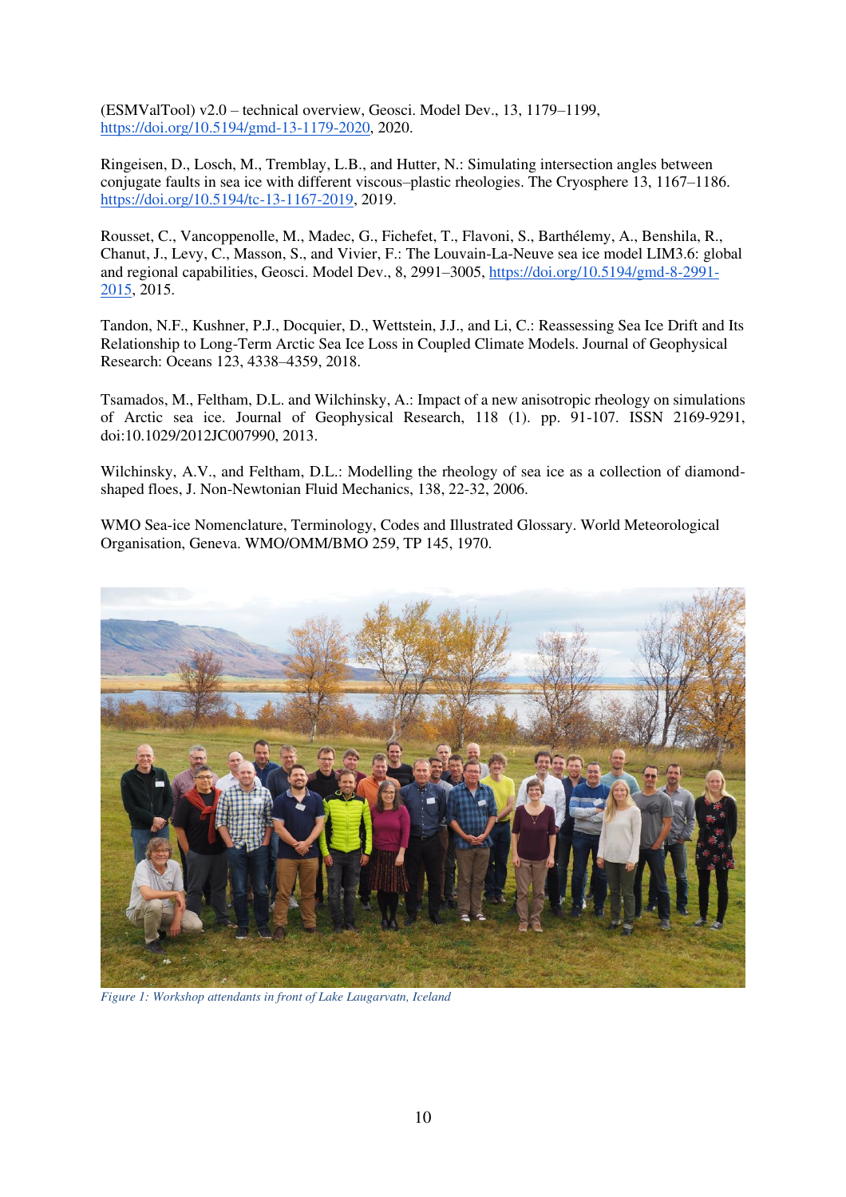(ESMValTool) v2.0 – technical overview, Geosci. Model Dev., 13, 1179–1199, https://doi.org/10.5194/gmd-13-1179-2020, 2020.

Ringeisen, D., Losch, M., Tremblay, L.B., and Hutter, N.: Simulating intersection angles between conjugate faults in sea ice with different viscous–plastic rheologies. The Cryosphere 13, 1167–1186. https://doi.org/10.5194/tc-13-1167-2019, 2019.

Rousset, C., Vancoppenolle, M., Madec, G., Fichefet, T., Flavoni, S., Barthélemy, A., Benshila, R., Chanut, J., Levy, C., Masson, S., and Vivier, F.: The Louvain-La-Neuve sea ice model LIM3.6: global and regional capabilities, Geosci. Model Dev., 8, 2991–3005, https://doi.org/10.5194/gmd-8-2991-2015, 2015.

Tandon, N.F., Kushner, P.J., Docquier, D., Wettstein, J.J., and Li, C.: Reassessing Sea Ice Drift and Its Relationship to Long-Term Arctic Sea Ice Loss in Coupled Climate Models. Journal of Geophysical Research: Oceans 123, 4338–4359, 2018.

Tsamados, M., Feltham, D.L. and Wilchinsky, A.: Impact of a new anisotropic rheology on simulations of Arctic sea ice. Journal of Geophysical Research, 118 (1). pp. 91-107. ISSN 2169-9291, doi:10.1029/2012JC007990, 2013.

Wilchinsky, A.V., and Feltham, D.L.: Modelling the rheology of sea ice as a collection of diamond-shaped floes, J. Non-Newtonian Fluid Mechanics, 138, 22-32, 2006.

WMO Sea-ice Nomenclature, Terminology, Codes and Illustrated Glossary. World Meteorological Organisation, Geneva. WMO/OMM/BMO 259, TP 145, 1970.

*Figure 1: Workshop attendants in front of Lake Laugarvatn, Iceland*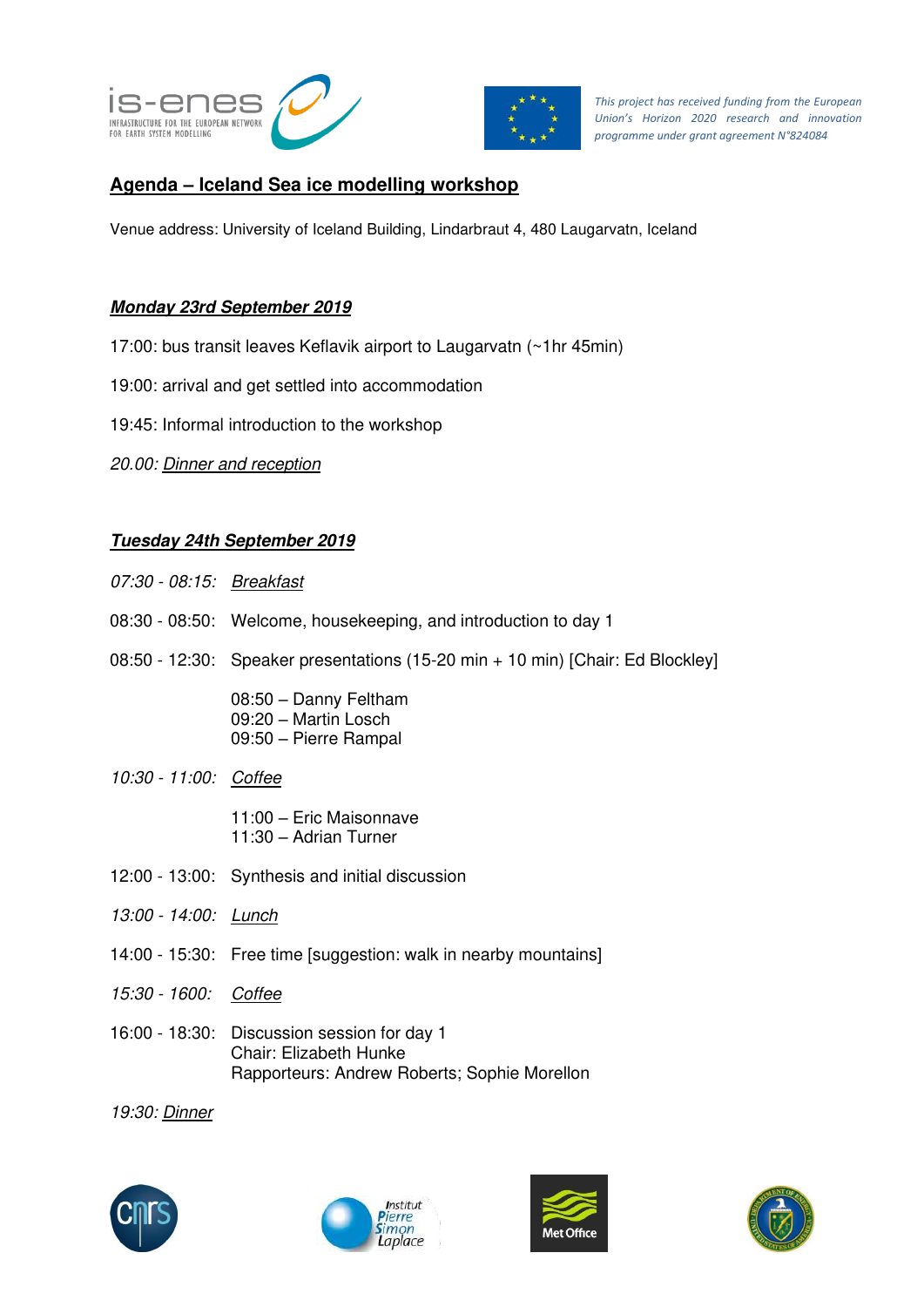This project has received funding from the European Union's Horizon 2020 research and innovation programme under grant agreement N°824084

## Agenda – Iceland Sea ice modelling workshop

Venue address: University of Iceland Building, Lindarbraut 4, 480 Laugarvatn, Iceland

### *Monday 23rd September 2019*

17:00: bus transit leaves Keflavik airport to Laugarvatn (~1hr 45min)

19:00: arrival and get settled into accommodation

19:45: Informal introduction to the workshop

*20.00: Dinner and reception*

### *Tuesday 24th September 2019*

*07:30 - 08:15: Breakfast*

08:30 - 08:50: Welcome, housekeeping, and introduction to day 1

08:50 - 12:30: Speaker presentations (15-20 min + 10 min) [Chair: Ed Blockley]

08:50 – Danny Feltham
09:20 – Martin Losch
09:50 – Pierre Rampal

*10:30 - 11:00: Coffee*

11:00 – Eric Maisonnave
11:30 – Adrian Turner

12:00 - 13:00: Synthesis and initial discussion

*13:00 - 14:00: Lunch*

14:00 - 15:30: Free time [suggestion: walk in nearby mountains]

*15:30 - 1600: Coffee*

16:00 - 18:30: Discussion session for day 1
Chair: Elizabeth Hunke
Rapporteurs: Andrew Roberts; Sophie Morellon

*19:30: Dinner*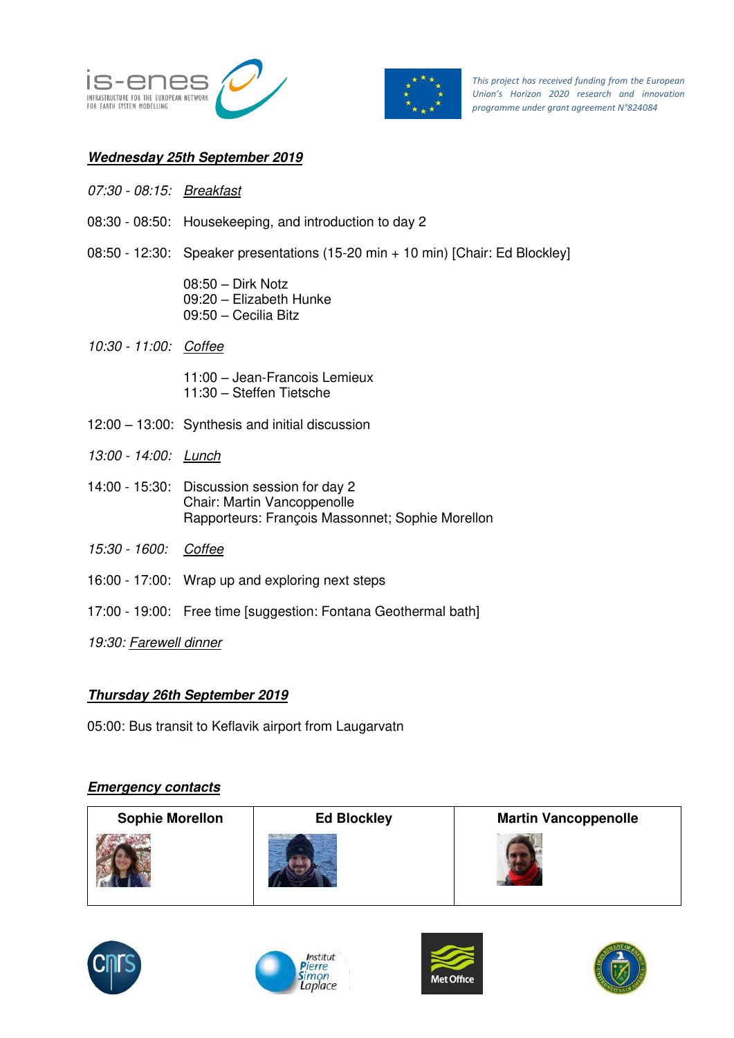*This project has received funding from the European Union's Horizon 2020 research and innovation programme under grant agreement N°824084*

## ***Wednesday 25th September 2019***

*07:30 - 08:15:* *Breakfast*

08:30 - 08:50: Housekeeping, and introduction to day 2

08:50 - 12:30: Speaker presentations (15-20 min + 10 min) [Chair: Ed Blockley]

08:50 – Dirk Notz
09:20 – Elizabeth Hunke
09:50 – Cecilia Bitz

*10:30 - 11:00:* *Coffee*

11:00 – Jean-Francois Lemieux
11:30 – Steffen Tietsche

12:00 – 13:00: Synthesis and initial discussion

*13:00 - 14:00:* *Lunch*

14:00 - 15:30: Discussion session for day 2
Chair: Martin Vancoppenolle
Rapporteurs: François Massonnet; Sophie Morellon

*15:30 - 1600:* *Coffee*

16:00 - 17:00: Wrap up and exploring next steps

17:00 - 19:00: Free time [suggestion: Fontana Geothermal bath]

*19:30:* *Farewell dinner*

## ***Thursday 26th September 2019***

05:00: Bus transit to Keflavik airport from Laugarvatn

## ***Emergency contacts***

| Sophie Morellon | Ed Blockley | Martin Vancoppenolle |
| --- | --- | --- |
| | | |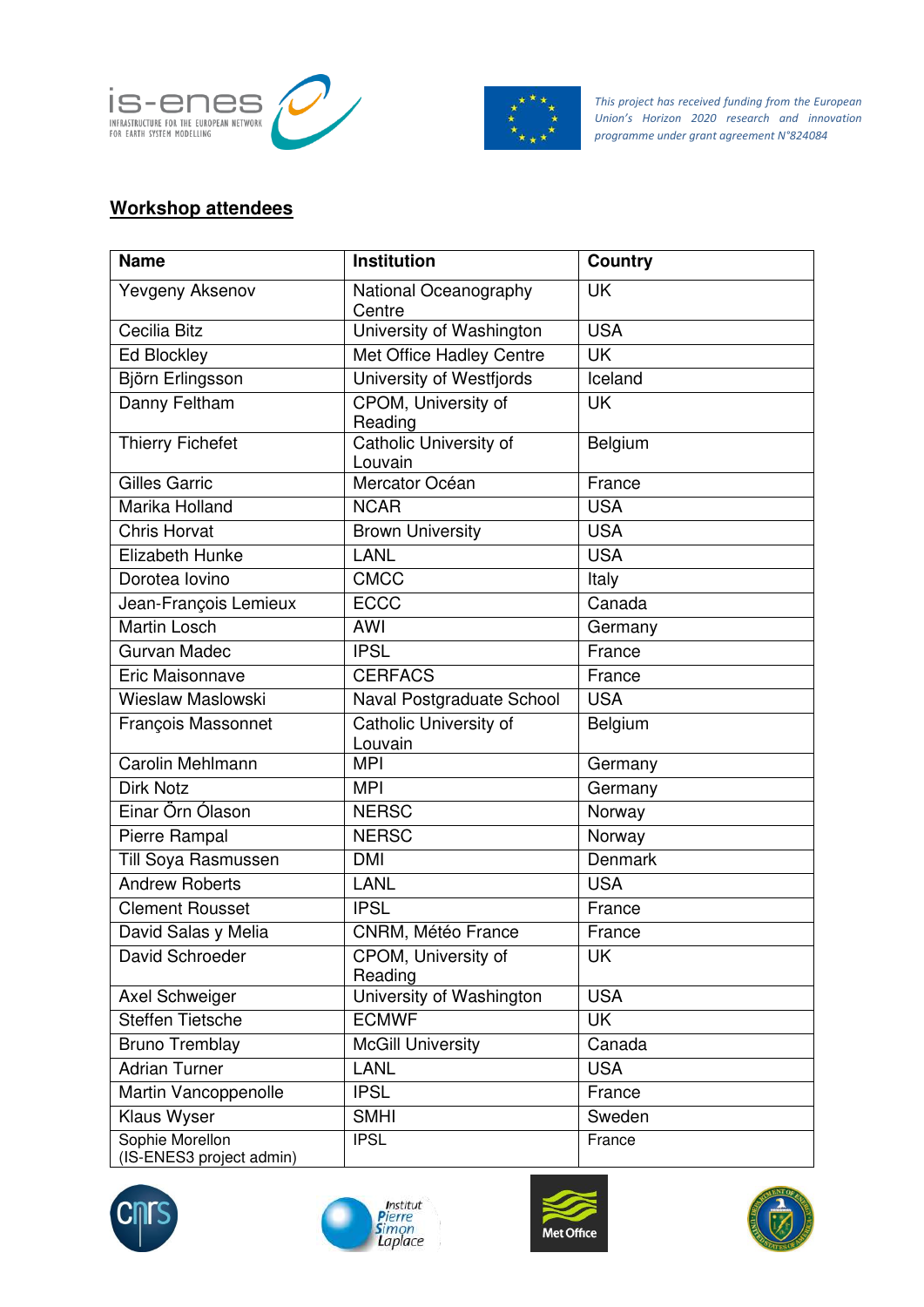This project has received funding from the European Union's Horizon 2020 research and innovation programme under grant agreement N°824084

## Workshop attendees

| Name | Institution | Country |
|---|---|---|
| Yevgeny Aksenov | National Oceanography Centre | UK |
| Cecilia Bitz | University of Washington | USA |
| Ed Blockley | Met Office Hadley Centre | UK |
| Björn Erlingsson | University of Westfjords | Iceland |
| Danny Feltham | CPOM, University of Reading | UK |
| Thierry Fichefet | Catholic University of Louvain | Belgium |
| Gilles Garric | Mercator Océan | France |
| Marika Holland | NCAR | USA |
| Chris Horvat | Brown University | USA |
| Elizabeth Hunke | LANL | USA |
| Dorotea Iovino | CMCC | Italy |
| Jean-François Lemieux | ECCC | Canada |
| Martin Losch | AWI | Germany |
| Gurvan Madec | IPSL | France |
| Eric Maisonnave | CERFACS | France |
| Wieslaw Maslowski | Naval Postgraduate School | USA |
| François Massonnet | Catholic University of Louvain | Belgium |
| Carolin Mehlmann | MPI | Germany |
| Dirk Notz | MPI | Germany |
| Einar Örn Ólason | NERSC | Norway |
| Pierre Rampal | NERSC | Norway |
| Till Soya Rasmussen | DMI | Denmark |
| Andrew Roberts | LANL | USA |
| Clement Rousset | IPSL | France |
| David Salas y Melia | CNRM, Météo France | France |
| David Schroeder | CPOM, University of Reading | UK |
| Axel Schweiger | University of Washington | USA |
| Steffen Tietsche | ECMWF | UK |
| Bruno Tremblay | McGill University | Canada |
| Adrian Turner | LANL | USA |
| Martin Vancoppenolle | IPSL | France |
| Klaus Wyser | SMHI | Sweden |
| Sophie Morellon (IS-ENES3 project admin) | IPSL | France |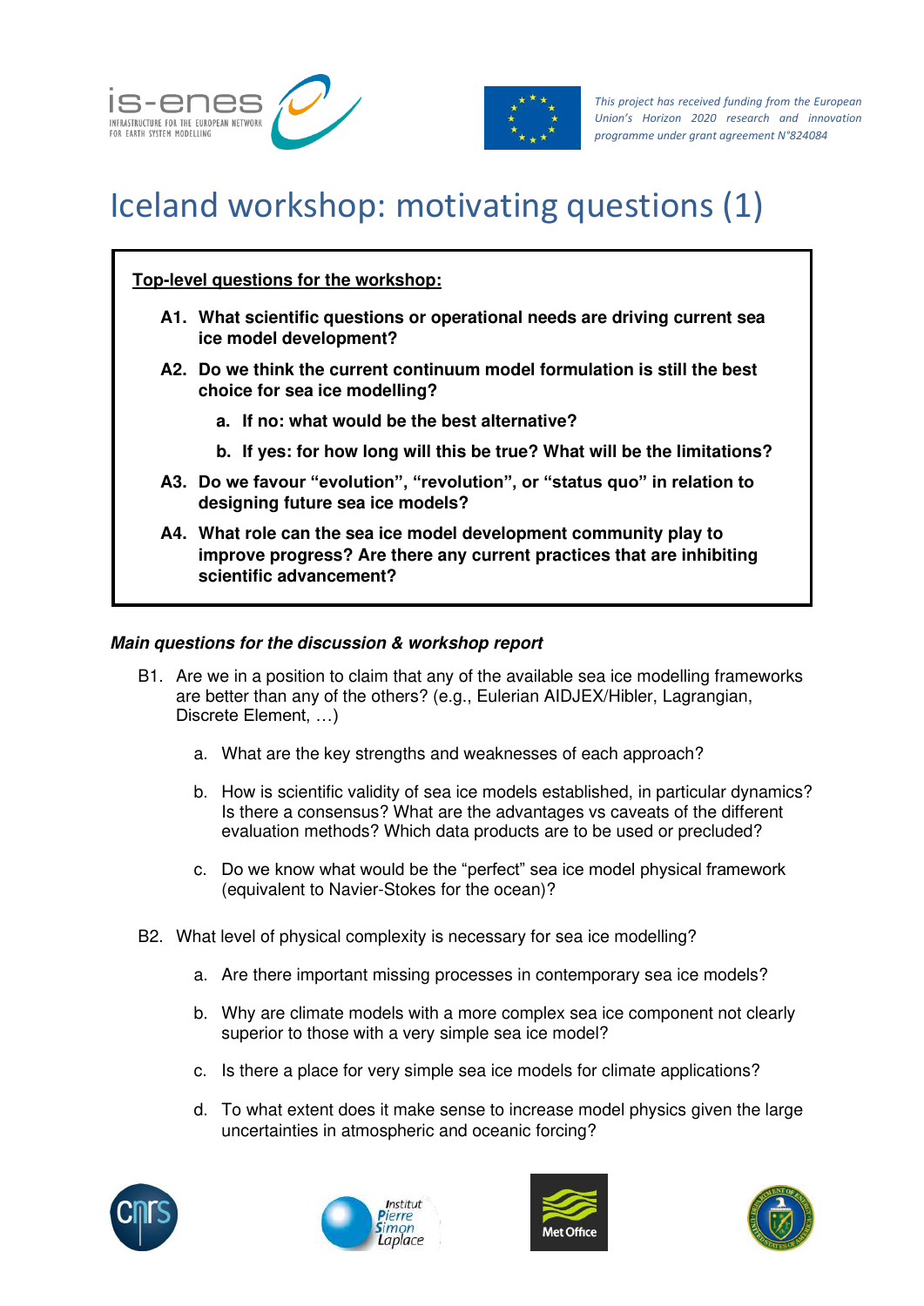# Iceland workshop: motivating questions (1)

**Top-level questions for the workshop:**

- **A1. What scientific questions or operational needs are driving current sea ice model development?**
- **A2. Do we think the current continuum model formulation is still the best choice for sea ice modelling?**
  - **a. If no: what would be the best alternative?**
  - **b. If yes: for how long will this be true? What will be the limitations?**
- **A3. Do we favour “evolution”, “revolution”, or “status quo” in relation to designing future sea ice models?**
- **A4. What role can the sea ice model development community play to improve progress? Are there any current practices that are inhibiting scientific advancement?**

***Main questions for the discussion & workshop report***

- B1. Are we in a position to claim that any of the available sea ice modelling frameworks are better than any of the others? (e.g., Eulerian AIDJEX/Hibler, Lagrangian, Discrete Element, …)
  - a. What are the key strengths and weaknesses of each approach?
  - b. How is scientific validity of sea ice models established, in particular dynamics? Is there a consensus? What are the advantages vs caveats of the different evaluation methods? Which data products are to be used or precluded?
  - c. Do we know what would be the “perfect” sea ice model physical framework (equivalent to Navier-Stokes for the ocean)?
- B2. What level of physical complexity is necessary for sea ice modelling?
  - a. Are there important missing processes in contemporary sea ice models?
  - b. Why are climate models with a more complex sea ice component not clearly superior to those with a very simple sea ice model?
  - c. Is there a place for very simple sea ice models for climate applications?
  - d. To what extent does it make sense to increase model physics given the large uncertainties in atmospheric and oceanic forcing?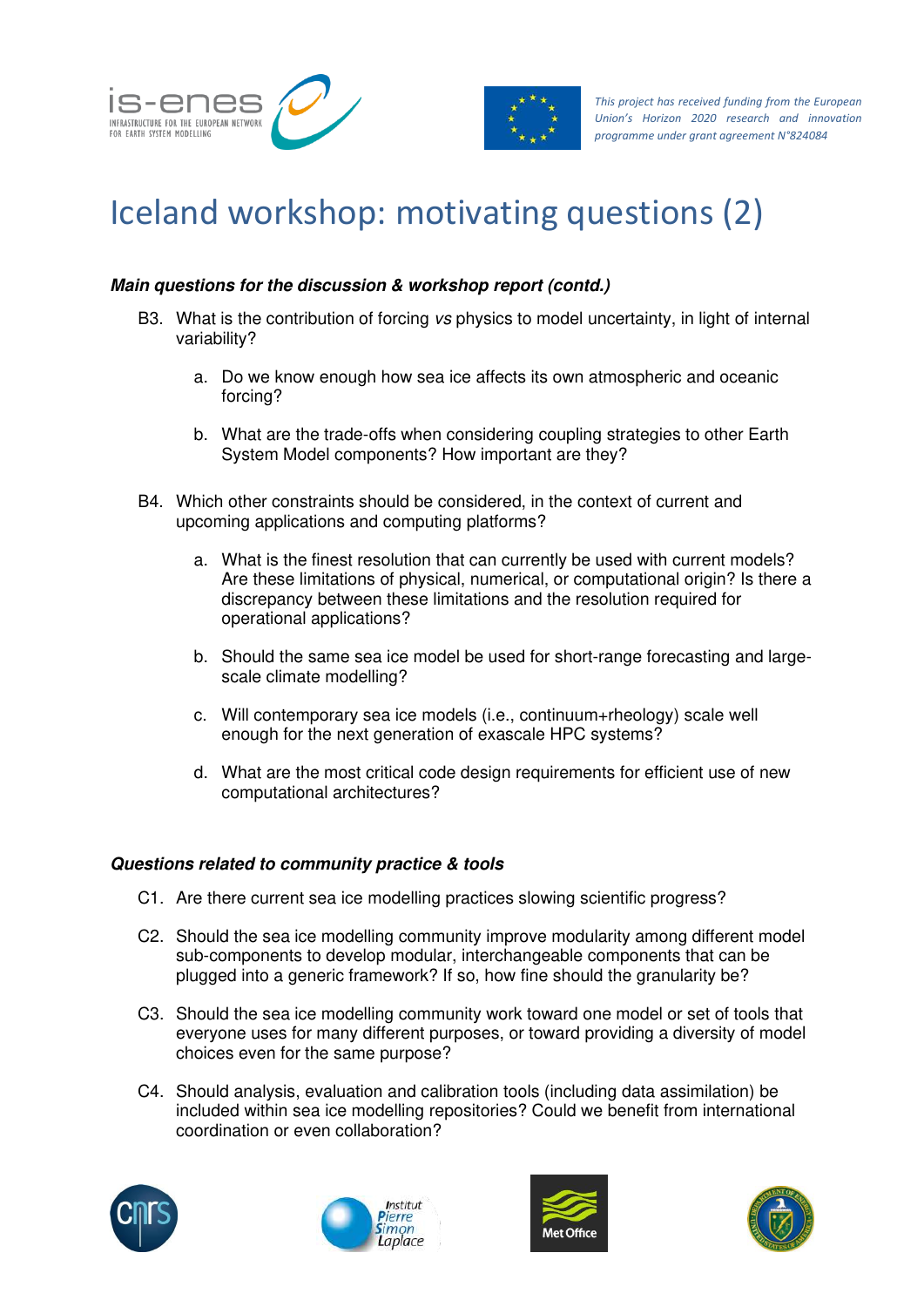This project has received funding from the European Union's Horizon 2020 research and innovation programme under grant agreement N°824084

# Iceland workshop: motivating questions (2)

***Main questions for the discussion & workshop report (contd.)***

B3. What is the contribution of forcing *vs* physics to model uncertainty, in light of internal variability?

   a. Do we know enough how sea ice affects its own atmospheric and oceanic forcing?

   b. What are the trade-offs when considering coupling strategies to other Earth System Model components? How important are they?

B4. Which other constraints should be considered, in the context of current and upcoming applications and computing platforms?

   a. What is the finest resolution that can currently be used with current models? Are these limitations of physical, numerical, or computational origin? Is there a discrepancy between these limitations and the resolution required for operational applications?

   b. Should the same sea ice model be used for short-range forecasting and large-scale climate modelling?

   c. Will contemporary sea ice models (i.e., continuum+rheology) scale well enough for the next generation of exascale HPC systems?

   d. What are the most critical code design requirements for efficient use of new computational architectures?

***Questions related to community practice & tools***

C1. Are there current sea ice modelling practices slowing scientific progress?

C2. Should the sea ice modelling community improve modularity among different model sub-components to develop modular, interchangeable components that can be plugged into a generic framework? If so, how fine should the granularity be?

C3. Should the sea ice modelling community work toward one model or set of tools that everyone uses for many different purposes, or toward providing a diversity of model choices even for the same purpose?

C4. Should analysis, evaluation and calibration tools (including data assimilation) be included within sea ice modelling repositories? Could we benefit from international coordination or even collaboration?